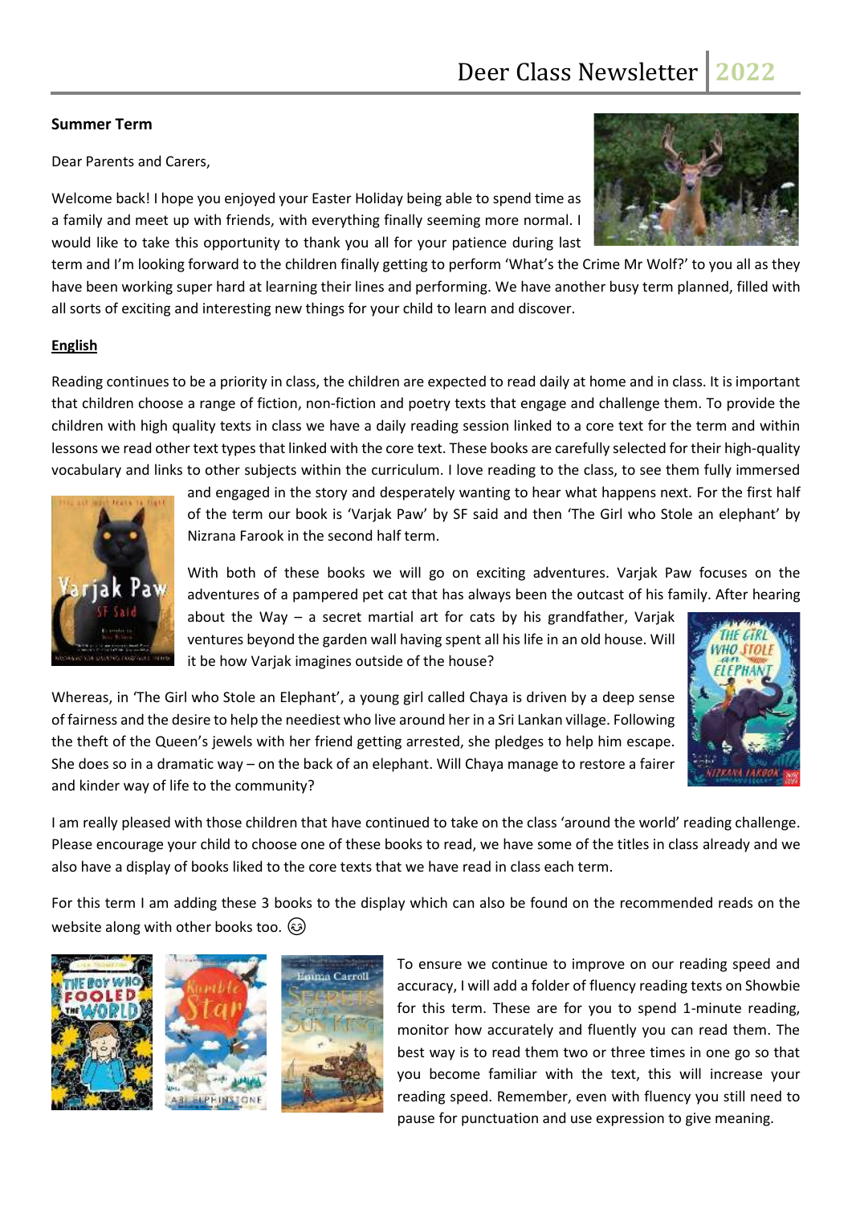# Deer Class Newsletter 2022

**Summer Term**

Dear Parents and Carers,

Welcome back! I hope you enjoyed your Easter Holiday being able to spend time as a family and meet up with friends, with everything finally seeming more normal. I would like to take this opportunity to thank you all for your patience during last term and I'm looking forward to the children finally getting to perform 'What's the Crime Mr Wolf?' to you all as they have been working super hard at learning their lines and performing. We have another busy term planned, filled with all sorts of exciting and interesting new things for your child to learn and discover.

**English**

Reading continues to be a priority in class, the children are expected to read daily at home and in class. It is important that children choose a range of fiction, non-fiction and poetry texts that engage and challenge them. To provide the children with high quality texts in class we have a daily reading session linked to a core text for the term and within lessons we read other text types that linked with the core text. These books are carefully selected for their high-quality vocabulary and links to other subjects within the curriculum. I love reading to the class, to see them fully immersed and engaged in the story and desperately wanting to hear what happens next. For the first half of the term our book is 'Varjak Paw' by SF said and then 'The Girl who Stole an elephant' by Nizrana Farook in the second half term.

With both of these books we will go on exciting adventures. Varjak Paw focuses on the adventures of a pampered pet cat that has always been the outcast of his family. After hearing about the Way – a secret martial art for cats by his grandfather, Varjak ventures beyond the garden wall having spent all his life in an old house. Will it be how Varjak imagines outside of the house?

Whereas, in 'The Girl who Stole an Elephant', a young girl called Chaya is driven by a deep sense of fairness and the desire to help the neediest who live around her in a Sri Lankan village. Following the theft of the Queen's jewels with her friend getting arrested, she pledges to help him escape. She does so in a dramatic way – on the back of an elephant. Will Chaya manage to restore a fairer and kinder way of life to the community?

I am really pleased with those children that have continued to take on the class 'around the world' reading challenge. Please encourage your child to choose one of these books to read, we have some of the titles in class already and we also have a display of books liked to the core texts that we have read in class each term.

For this term I am adding these 3 books to the display which can also be found on the recommended reads on the website along with other books too. 😉

To ensure we continue to improve on our reading speed and accuracy, I will add a folder of fluency reading texts on Showbie for this term. These are for you to spend 1-minute reading, monitor how accurately and fluently you can read them. The best way is to read them two or three times in one go so that you become familiar with the text, this will increase your reading speed. Remember, even with fluency you still need to pause for punctuation and use expression to give meaning.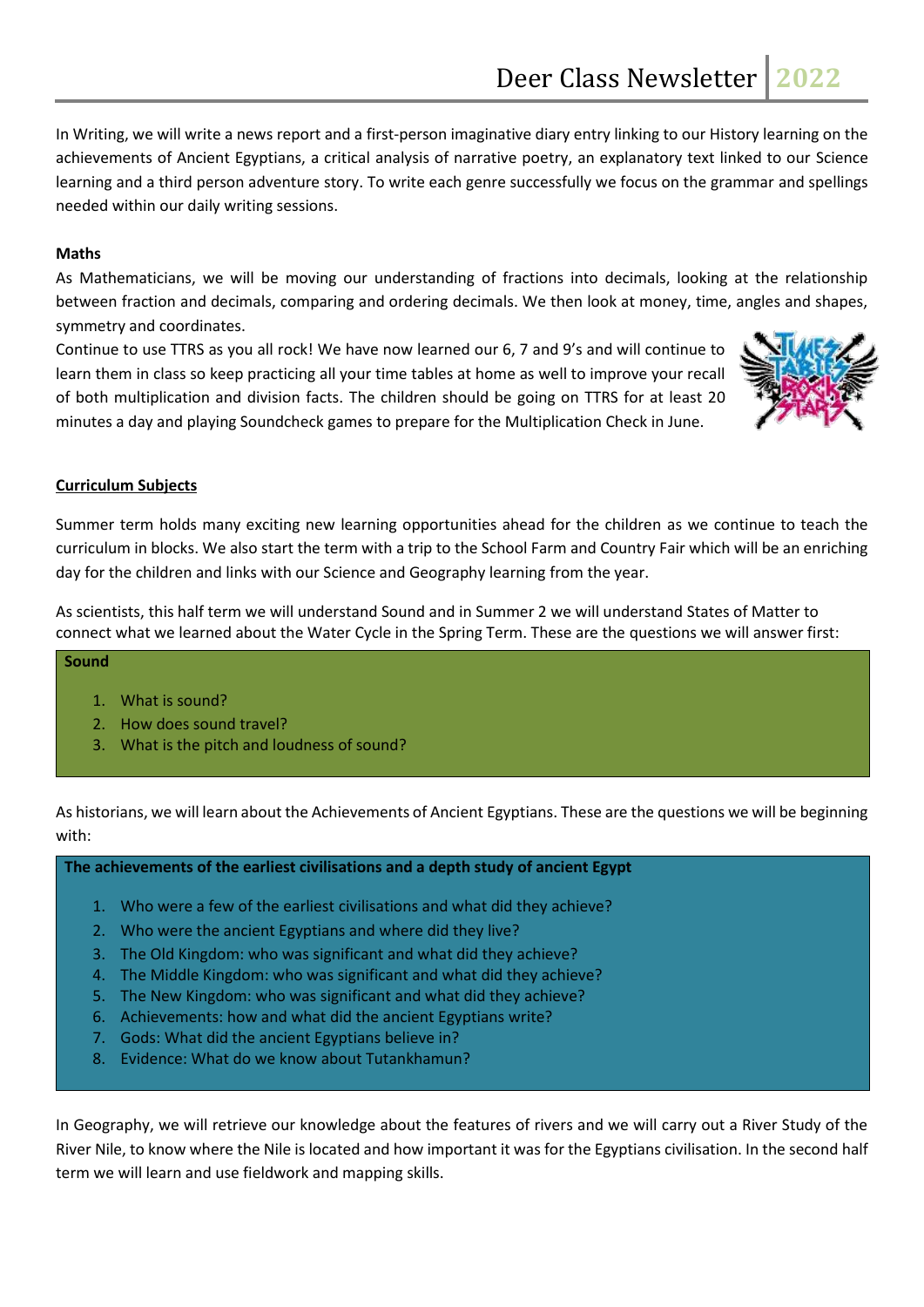In Writing, we will write a news report and a first-person imaginative diary entry linking to our History learning on the achievements of Ancient Egyptians, a critical analysis of narrative poetry, an explanatory text linked to our Science learning and a third person adventure story. To write each genre successfully we focus on the grammar and spellings needed within our daily writing sessions.

**Maths**

As Mathematicians, we will be moving our understanding of fractions into decimals, looking at the relationship between fraction and decimals, comparing and ordering decimals. We then look at money, time, angles and shapes, symmetry and coordinates.

Continue to use TTRS as you all rock! We have now learned our 6, 7 and 9's and will continue to learn them in class so keep practicing all your time tables at home as well to improve your recall of both multiplication and division facts. The children should be going on TTRS for at least 20 minutes a day and playing Soundcheck games to prepare for the Multiplication Check in June.

**Curriculum Subjects**

Summer term holds many exciting new learning opportunities ahead for the children as we continue to teach the curriculum in blocks. We also start the term with a trip to the School Farm and Country Fair which will be an enriching day for the children and links with our Science and Geography learning from the year.

As scientists, this half term we will understand Sound and in Summer 2 we will understand States of Matter to connect what we learned about the Water Cycle in the Spring Term. These are the questions we will answer first:

**Sound**

1. What is sound?
2. How does sound travel?
3. What is the pitch and loudness of sound?

As historians, we will learn about the Achievements of Ancient Egyptians. These are the questions we will be beginning with:

**The achievements of the earliest civilisations and a depth study of ancient Egypt**

1. Who were a few of the earliest civilisations and what did they achieve?
2. Who were the ancient Egyptians and where did they live?
3. The Old Kingdom: who was significant and what did they achieve?
4. The Middle Kingdom: who was significant and what did they achieve?
5. The New Kingdom: who was significant and what did they achieve?
6. Achievements: how and what did the ancient Egyptians write?
7. Gods: What did the ancient Egyptians believe in?
8. Evidence: What do we know about Tutankhamun?

In Geography, we will retrieve our knowledge about the features of rivers and we will carry out a River Study of the River Nile, to know where the Nile is located and how important it was for the Egyptians civilisation. In the second half term we will learn and use fieldwork and mapping skills.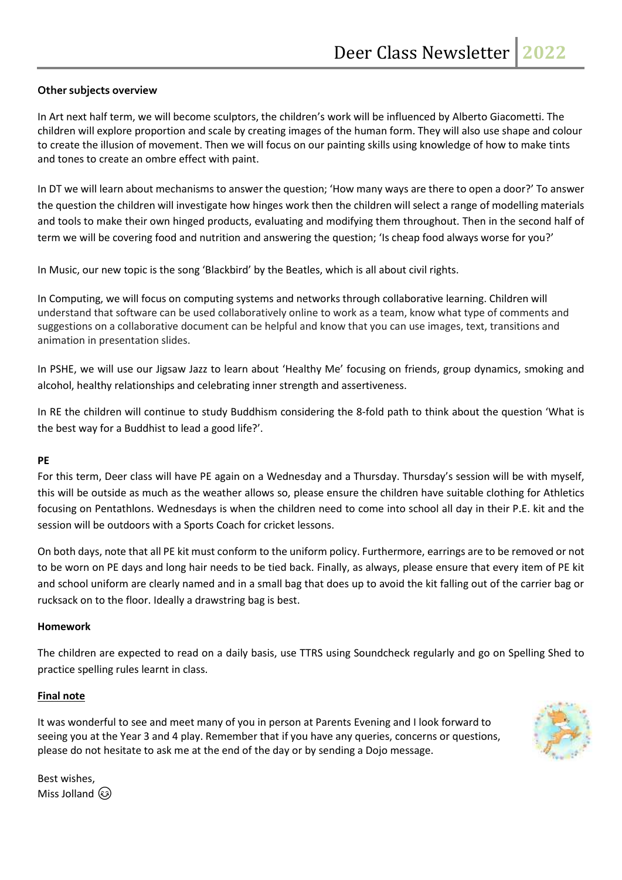**Other subjects overview**

In Art next half term, we will become sculptors, the children's work will be influenced by Alberto Giacometti. The children will explore proportion and scale by creating images of the human form. They will also use shape and colour to create the illusion of movement. Then we will focus on our painting skills using knowledge of how to make tints and tones to create an ombre effect with paint.

In DT we will learn about mechanisms to answer the question; 'How many ways are there to open a door?' To answer the question the children will investigate how hinges work then the children will select a range of modelling materials and tools to make their own hinged products, evaluating and modifying them throughout. Then in the second half of term we will be covering food and nutrition and answering the question; 'Is cheap food always worse for you?'

In Music, our new topic is the song 'Blackbird' by the Beatles, which is all about civil rights.

In Computing, we will focus on computing systems and networks through collaborative learning. Children will understand that software can be used collaboratively online to work as a team, know what type of comments and suggestions on a collaborative document can be helpful and know that you can use images, text, transitions and animation in presentation slides.

In PSHE, we will use our Jigsaw Jazz to learn about 'Healthy Me' focusing on friends, group dynamics, smoking and alcohol, healthy relationships and celebrating inner strength and assertiveness.

In RE the children will continue to study Buddhism considering the 8-fold path to think about the question 'What is the best way for a Buddhist to lead a good life?'.

**PE**

For this term, Deer class will have PE again on a Wednesday and a Thursday. Thursday's session will be with myself, this will be outside as much as the weather allows so, please ensure the children have suitable clothing for Athletics focusing on Pentathlons. Wednesdays is when the children need to come into school all day in their P.E. kit and the session will be outdoors with a Sports Coach for cricket lessons.

On both days, note that all PE kit must conform to the uniform policy. Furthermore, earrings are to be removed or not to be worn on PE days and long hair needs to be tied back. Finally, as always, please ensure that every item of PE kit and school uniform are clearly named and in a small bag that does up to avoid the kit falling out of the carrier bag or rucksack on to the floor. Ideally a drawstring bag is best.

**Homework**

The children are expected to read on a daily basis, use TTRS using Soundcheck regularly and go on Spelling Shed to practice spelling rules learnt in class.

**Final note**

It was wonderful to see and meet many of you in person at Parents Evening and I look forward to seeing you at the Year 3 and 4 play. Remember that if you have any queries, concerns or questions, please do not hesitate to ask me at the end of the day or by sending a Dojo message.

Best wishes,
Miss Jolland 😊